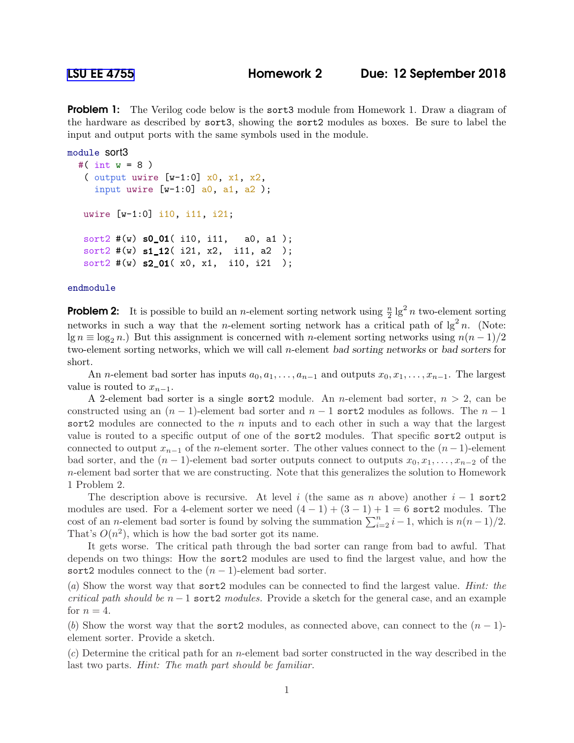# LSU EE 4755 Homework 2 Due: 12 September 2018

**Problem 1:** The Verilog code below is the `sort3` module from Homework 1. Draw a diagram of the hardware as described by `sort3`, showing the `sort2` modules as boxes. Be sure to label the input and output ports with the same symbols used in the module.

```
module sort3
  #( int w = 8 )
   ( output uwire [w-1:0] x0, x1, x2,
     input uwire [w-1:0] a0, a1, a2 );

   uwire [w-1:0] i10, i11, i21;

   sort2 #(w) s0_01( i10, i11,   a0, a1 );
   sort2 #(w) s1_12( i21, x2,  i11, a2  );
   sort2 #(w) s2_01( x0, x1,  i10, i21  );

endmodule
```

**Problem 2:** It is possible to build an $n$-element sorting network using $\frac{n}{2}\lg^2 n$ two-element sorting networks in such a way that the $n$-element sorting network has a critical path of $\lg^2 n$. (Note: $\lg n \equiv \log_2 n$.) But this assignment is concerned with $n$-element sorting networks using $n(n-1)/2$ two-element sorting networks, which we will call $n$-element *bad sorting networks* or *bad sorters* for short.

An $n$-element bad sorter has inputs $a_0, a_1, \ldots, a_{n-1}$ and outputs $x_0, x_1, \ldots, x_{n-1}$. The largest value is routed to $x_{n-1}$.

A 2-element bad sorter is a single `sort2` module. An $n$-element bad sorter, $n > 2$, can be constructed using an $(n-1)$-element bad sorter and $n-1$ `sort2` modules as follows. The $n-1$ `sort2` modules are connected to the $n$ inputs and to each other in such a way that the largest value is routed to a specific output of one of the `sort2` modules. That specific `sort2` output is connected to output $x_{n-1}$ of the $n$-element sorter. The other values connect to the $(n-1)$-element bad sorter, and the $(n-1)$-element bad sorter outputs connect to outputs $x_0, x_1, \ldots, x_{n-2}$ of the $n$-element bad sorter that we are constructing. Note that this generalizes the solution to Homework 1 Problem 2.

The description above is recursive. At level $i$ (the same as $n$ above) another $i-1$ `sort2` modules are used. For a 4-element sorter we need $(4-1)+(3-1)+1 = 6$ `sort2` modules. The cost of an $n$-element bad sorter is found by solving the summation $\sum_{i=2}^{n} i-1$, which is $n(n-1)/2$. That's $O(n^2)$, which is how the bad sorter got its name.

It gets worse. The critical path through the bad sorter can range from bad to awful. That depends on two things: How the `sort2` modules are used to find the largest value, and how the `sort2` modules connect to the $(n-1)$-element bad sorter.

(*a*) Show the worst way that `sort2` modules can be connected to find the largest value. *Hint: the critical path should be $n-1$ `sort2` modules.* Provide a sketch for the general case, and an example for $n = 4$.

(*b*) Show the worst way that the `sort2` modules, as connected above, can connect to the $(n-1)$-element sorter. Provide a sketch.

(*c*) Determine the critical path for an $n$-element bad sorter constructed in the way described in the last two parts. *Hint: The math part should be familiar.*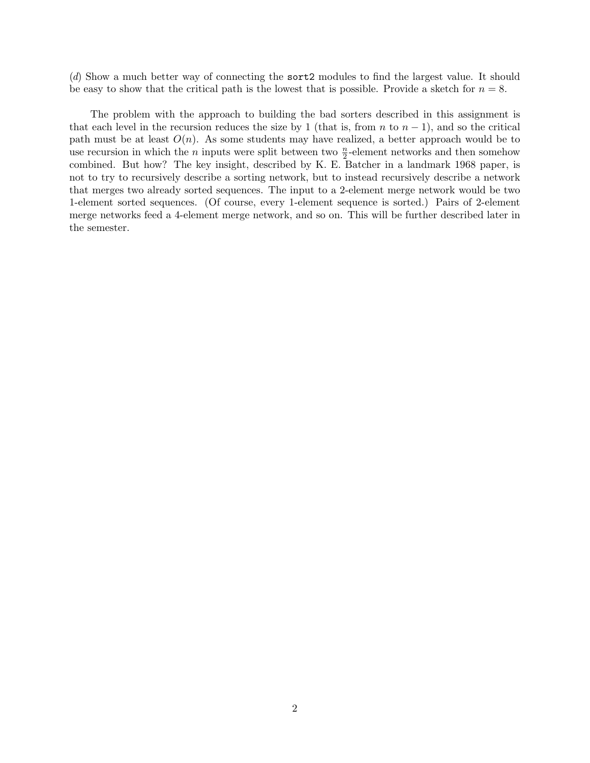(*d*) Show a much better way of connecting the `sort2` modules to find the largest value. It should be easy to show that the critical path is the lowest that is possible. Provide a sketch for $n = 8$.

The problem with the approach to building the bad sorters described in this assignment is that each level in the recursion reduces the size by 1 (that is, from $n$ to $n-1$), and so the critical path must be at least $O(n)$. As some students may have realized, a better approach would be to use recursion in which the $n$ inputs were split between two $\frac{n}{2}$-element networks and then somehow combined. But how? The key insight, described by K. E. Batcher in a landmark 1968 paper, is not to try to recursively describe a sorting network, but to instead recursively describe a network that merges two already sorted sequences. The input to a 2-element merge network would be two 1-element sorted sequences. (Of course, every 1-element sequence is sorted.) Pairs of 2-element merge networks feed a 4-element merge network, and so on. This will be further described later in the semester.